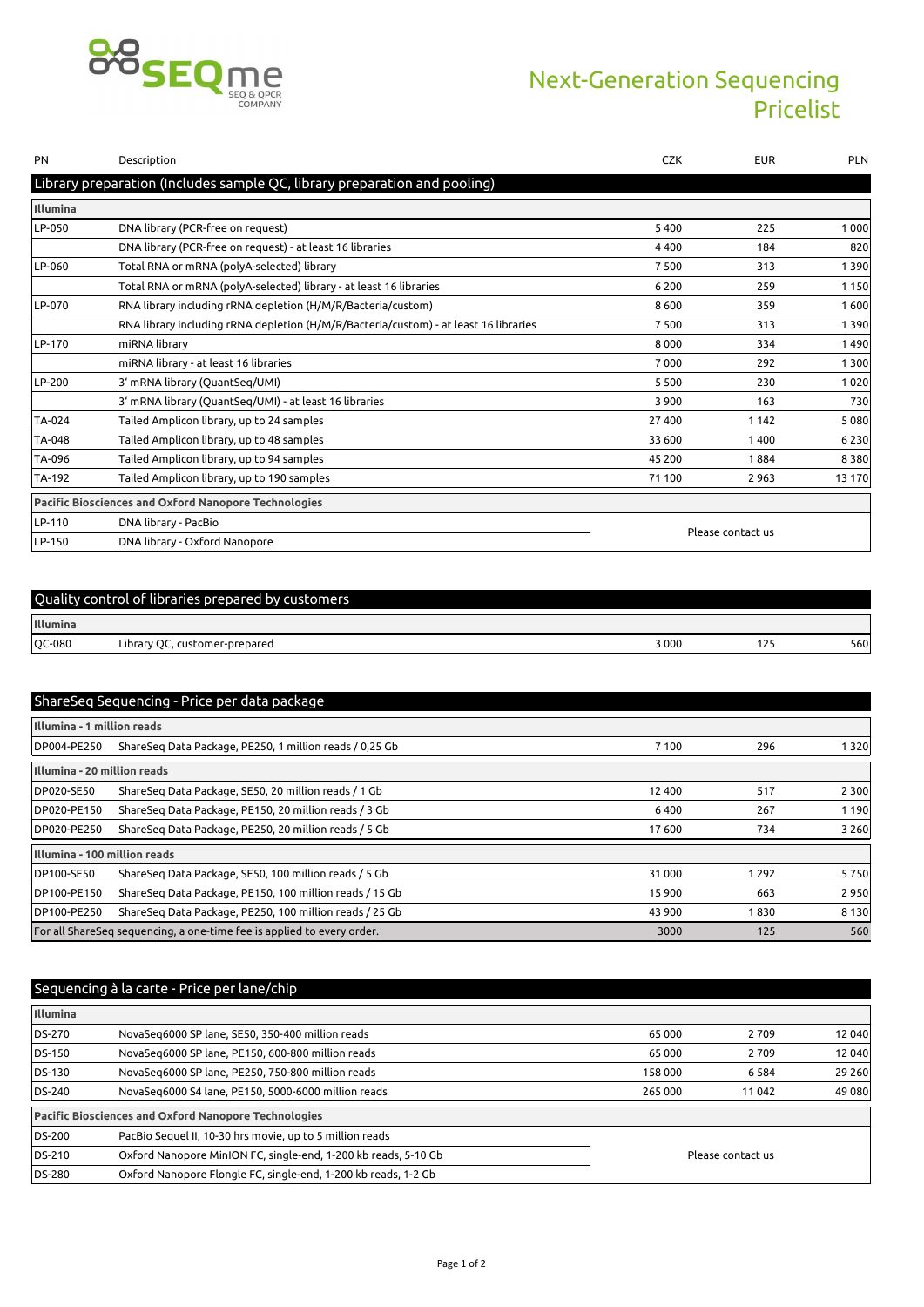SEQme SEQ & QPCR COMPANY

# Next-Generation Sequencing Pricelist

| PN | Description | CZK | EUR | PLN |
|---|---|---|---|---|
| **Library preparation (Includes sample QC, library preparation and pooling)** | | | | |
| **Illumina** | | | | |
| LP-050 | DNA library (PCR-free on request) | 5 400 | 225 | 1 000 |
| | DNA library (PCR-free on request) - at least 16 libraries | 4 400 | 184 | 820 |
| LP-060 | Total RNA or mRNA (polyA-selected) library | 7 500 | 313 | 1 390 |
| | Total RNA or mRNA (polyA-selected) library - at least 16 libraries | 6 200 | 259 | 1 150 |
| LP-070 | RNA library including rRNA depletion (H/M/R/Bacteria/custom) | 8 600 | 359 | 1 600 |
| | RNA library including rRNA depletion (H/M/R/Bacteria/custom) - at least 16 libraries | 7 500 | 313 | 1 390 |
| LP-170 | miRNA library | 8 000 | 334 | 1 490 |
| | miRNA library - at least 16 libraries | 7 000 | 292 | 1 300 |
| LP-200 | 3' mRNA library (QuantSeq/UMI) | 5 500 | 230 | 1 020 |
| | 3' mRNA library (QuantSeq/UMI) - at least 16 libraries | 3 900 | 163 | 730 |
| TA-024 | Tailed Amplicon library, up to 24 samples | 27 400 | 1 142 | 5 080 |
| TA-048 | Tailed Amplicon library, up to 48 samples | 33 600 | 1 400 | 6 230 |
| TA-096 | Tailed Amplicon library, up to 94 samples | 45 200 | 1 884 | 8 380 |
| TA-192 | Tailed Amplicon library, up to 190 samples | 71 100 | 2 963 | 13 170 |
| **Pacific Biosciences and Oxford Nanopore Technologies** | | | | |
| LP-110 | DNA library - PacBio | Please contact us | | |
| LP-150 | DNA library - Oxford Nanopore | | | |

| PN | Description | CZK | EUR | PLN |
|---|---|---|---|---|
| **Quality control of libraries prepared by customers** | | | | |
| **Illumina** | | | | |
| QC-080 | Library QC, customer-prepared | 3 000 | 125 | 560 |

| PN | Description | CZK | EUR | PLN |
|---|---|---|---|---|
| **ShareSeq Sequencing - Price per data package** | | | | |
| **Illumina - 1 million reads** | | | | |
| DP004-PE250 | ShareSeq Data Package, PE250, 1 million reads / 0,25 Gb | 7 100 | 296 | 1 320 |
| **Illumina - 20 million reads** | | | | |
| DP020-SE50 | ShareSeq Data Package, SE50, 20 million reads / 1 Gb | 12 400 | 517 | 2 300 |
| DP020-PE150 | ShareSeq Data Package, PE150, 20 million reads / 3 Gb | 6 400 | 267 | 1 190 |
| DP020-PE250 | ShareSeq Data Package, PE250, 20 million reads / 5 Gb | 17 600 | 734 | 3 260 |
| **Illumina - 100 million reads** | | | | |
| DP100-SE50 | ShareSeq Data Package, SE50, 100 million reads / 5 Gb | 31 000 | 1 292 | 5 750 |
| DP100-PE150 | ShareSeq Data Package, PE150, 100 million reads / 15 Gb | 15 900 | 663 | 2 950 |
| DP100-PE250 | ShareSeq Data Package, PE250, 100 million reads / 25 Gb | 43 900 | 1 830 | 8 130 |
| For all ShareSeq sequencing, a one-time fee is applied to every order. | | 3000 | 125 | 560 |

| PN | Description | CZK | EUR | PLN |
|---|---|---|---|---|
| **Sequencing à la carte - Price per lane/chip** | | | | |
| **Illumina** | | | | |
| DS-270 | NovaSeq6000 SP lane, SE50, 350-400 million reads | 65 000 | 2 709 | 12 040 |
| DS-150 | NovaSeq6000 SP lane, PE150, 600-800 million reads | 65 000 | 2 709 | 12 040 |
| DS-130 | NovaSeq6000 SP lane, PE250, 750-800 million reads | 158 000 | 6 584 | 29 260 |
| DS-240 | NovaSeq6000 S4 lane, PE150, 5000-6000 million reads | 265 000 | 11 042 | 49 080 |
| **Pacific Biosciences and Oxford Nanopore Technologies** | | | | |
| DS-200 | PacBio Sequel II, 10-30 hrs movie, up to 5 million reads | Please contact us | | |
| DS-210 | Oxford Nanopore MinION FC, single-end, 1-200 kb reads, 5-10 Gb | | | |
| DS-280 | Oxford Nanopore Flongle FC, single-end, 1-200 kb reads, 1-2 Gb | | | |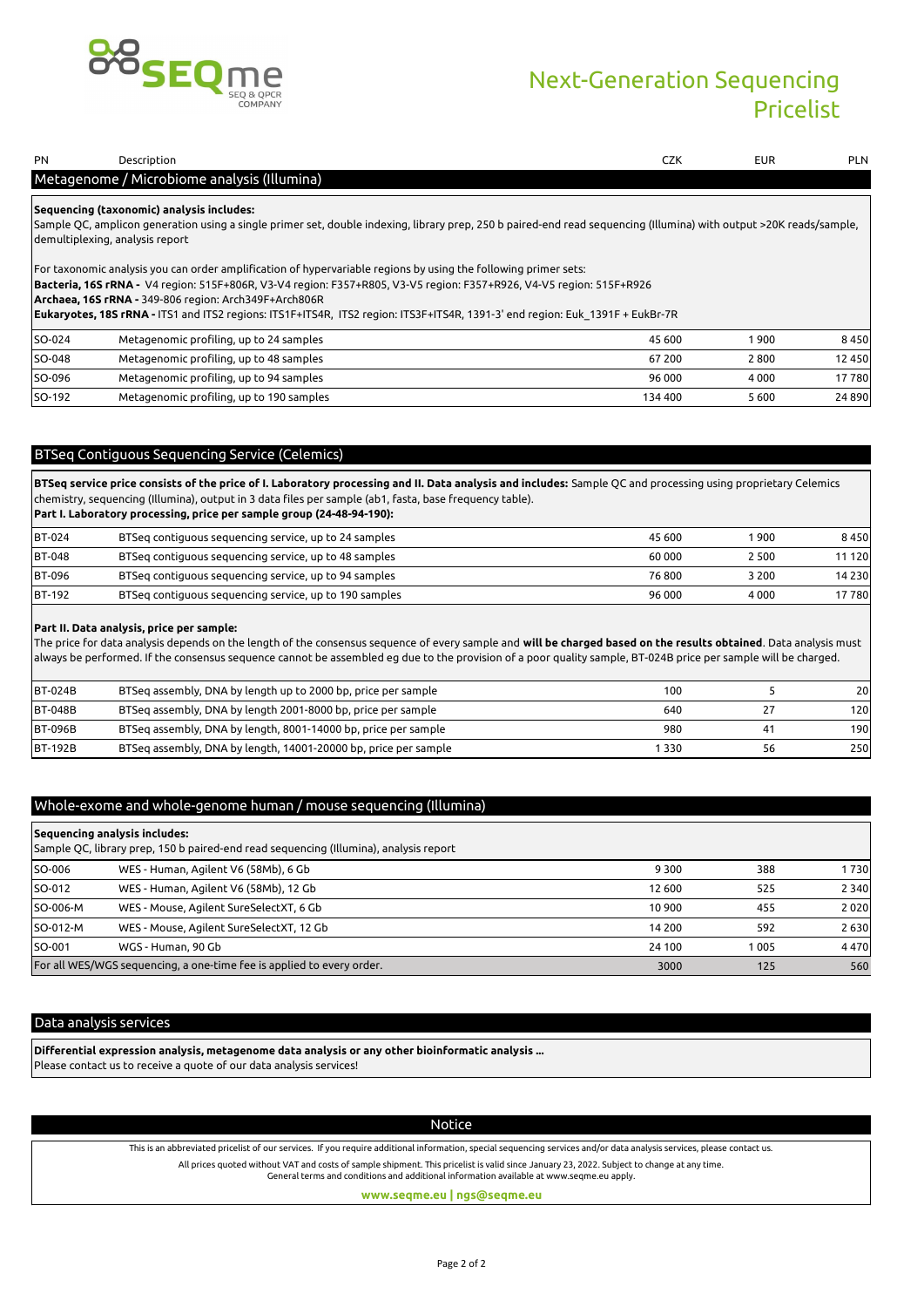# Next-Generation Sequencing Pricelist

| PN | Description | CZK | EUR | PLN |
|---|---|---|---|---|

## Metagenome / Microbiome analysis (Illumina)

**Sequencing (taxonomic) analysis includes:**
Sample QC, amplicon generation using a single primer set, double indexing, library prep, 250 b paired-end read sequencing (Illumina) with output >20K reads/sample, demultiplexing, analysis report

For taxonomic analysis you can order amplification of hypervariable regions by using the following primer sets:
**Bacteria, 16S rRNA -** V4 region: 515F+806R, V3-V4 region: F357+R805, V3-V5 region: F357+R926, V4-V5 region: 515F+R926
**Archaea, 16S rRNA -** 349-806 region: Arch349F+Arch806R
**Eukaryotes, 18S rRNA -** ITS1 and ITS2 regions: ITS1F+ITS4R, ITS2 region: ITS3F+ITS4R, 1391-3' end region: Euk_1391F + EukBr-7R

| PN | Description | CZK | EUR | PLN |
|---|---|---|---|---|
| SO-024 | Metagenomic profiling, up to 24 samples | 45 600 | 1 900 | 8 450 |
| SO-048 | Metagenomic profiling, up to 48 samples | 67 200 | 2 800 | 12 450 |
| SO-096 | Metagenomic profiling, up to 94 samples | 96 000 | 4 000 | 17 780 |
| SO-192 | Metagenomic profiling, up to 190 samples | 134 400 | 5 600 | 24 890 |

## BTSeq Contiguous Sequencing Service (Celemics)

**BTSeq service price consists of the price of I. Laboratory processing and II. Data analysis and includes:** Sample QC and processing using proprietary Celemics chemistry, sequencing (Illumina), output in 3 data files per sample (ab1, fasta, base frequency table).
**Part I. Laboratory processing, price per sample group (24-48-94-190):**

| PN | Description | CZK | EUR | PLN |
|---|---|---|---|---|
| BT-024 | BTSeq contiguous sequencing service, up to 24 samples | 45 600 | 1 900 | 8 450 |
| BT-048 | BTSeq contiguous sequencing service, up to 48 samples | 60 000 | 2 500 | 11 120 |
| BT-096 | BTSeq contiguous sequencing service, up to 94 samples | 76 800 | 3 200 | 14 230 |
| BT-192 | BTSeq contiguous sequencing service, up to 190 samples | 96 000 | 4 000 | 17 780 |

**Part II. Data analysis, price per sample:**
The price for data analysis depends on the length of the consensus sequence of every sample and **will be charged based on the results obtained**. Data analysis must always be performed. If the consensus sequence cannot be assembled eg due to the provision of a poor quality sample, BT-024B price per sample will be charged.

| PN | Description | CZK | EUR | PLN |
|---|---|---|---|---|
| BT-024B | BTSeq assembly, DNA by length up to 2000 bp, price per sample | 100 | 5 | 20 |
| BT-048B | BTSeq assembly, DNA by length 2001-8000 bp, price per sample | 640 | 27 | 120 |
| BT-096B | BTSeq assembly, DNA by length, 8001-14000 bp, price per sample | 980 | 41 | 190 |
| BT-192B | BTSeq assembly, DNA by length, 14001-20000 bp, price per sample | 1 330 | 56 | 250 |

## Whole-exome and whole-genome human / mouse sequencing (Illumina)

**Sequencing analysis includes:**
Sample QC, library prep, 150 b paired-end read sequencing (Illumina), analysis report

| PN | Description | CZK | EUR | PLN |
|---|---|---|---|---|
| SO-006 | WES - Human, Agilent V6 (58Mb), 6 Gb | 9 300 | 388 | 1 730 |
| SO-012 | WES - Human, Agilent V6 (58Mb), 12 Gb | 12 600 | 525 | 2 340 |
| SO-006-M | WES - Mouse, Agilent SureSelectXT, 6 Gb | 10 900 | 455 | 2 020 |
| SO-012-M | WES - Mouse, Agilent SureSelectXT, 12 Gb | 14 200 | 592 | 2 630 |
| SO-001 | WGS - Human, 90 Gb | 24 100 | 1 005 | 4 470 |
| For all WES/WGS sequencing, a one-time fee is applied to every order. | | 3000 | 125 | 560 |

## Data analysis services

**Differential expression analysis, metagenome data analysis or any other bioinformatic analysis ...**
Please contact us to receive a quote of our data analysis services!

## Notice

This is an abbreviated pricelist of our services. If you require additional information, special sequencing services and/or data analysis services, please contact us.

All prices quoted without VAT and costs of sample shipment. This pricelist is valid since January 23, 2022. Subject to change at any time.
General terms and conditions and additional information available at www.seqme.eu apply.

**www.seqme.eu | ngs@seqme.eu**